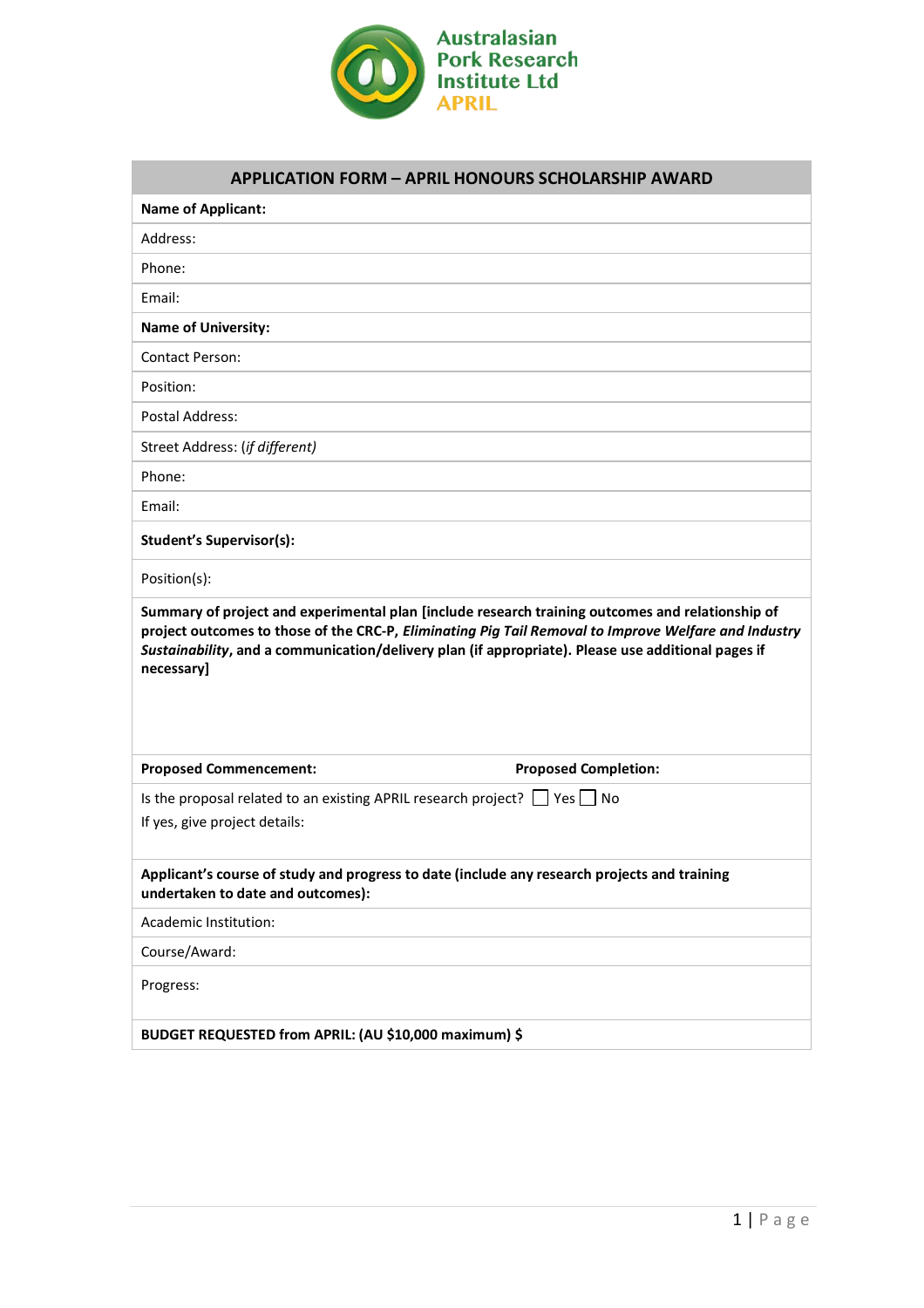Australasian Pork Research Institute Ltd
APRIL

| APPLICATION FORM – APRIL HONOURS SCHOLARSHIP AWARD | |
|---|---|
| **Name of Applicant:** | |
| Address: | |
| Phone: | |
| Email: | |
| **Name of University:** | |
| Contact Person: | |
| Position: | |
| Postal Address: | |
| Street Address: (*if different*) | |
| Phone: | |
| Email: | |
| **Student's Supervisor(s):** | |
| Position(s): | |
| **Summary of project and experimental plan [include research training outcomes and relationship of project outcomes to those of the CRC-P, *Eliminating Pig Tail Removal to Improve Welfare and Industry Sustainability*, and a communication/delivery plan (if appropriate). Please use additional pages if necessary]** | |
| **Proposed Commencement:** | **Proposed Completion:** |
| Is the proposal related to an existing APRIL research project? ☐ Yes ☐ No<br>If yes, give project details: | |
| **Applicant's course of study and progress to date (include any research projects and training undertaken to date and outcomes):** | |
| Academic Institution: | |
| Course/Award: | |
| Progress: | |
| **BUDGET REQUESTED from APRIL: (AU $10,000 maximum) $** | |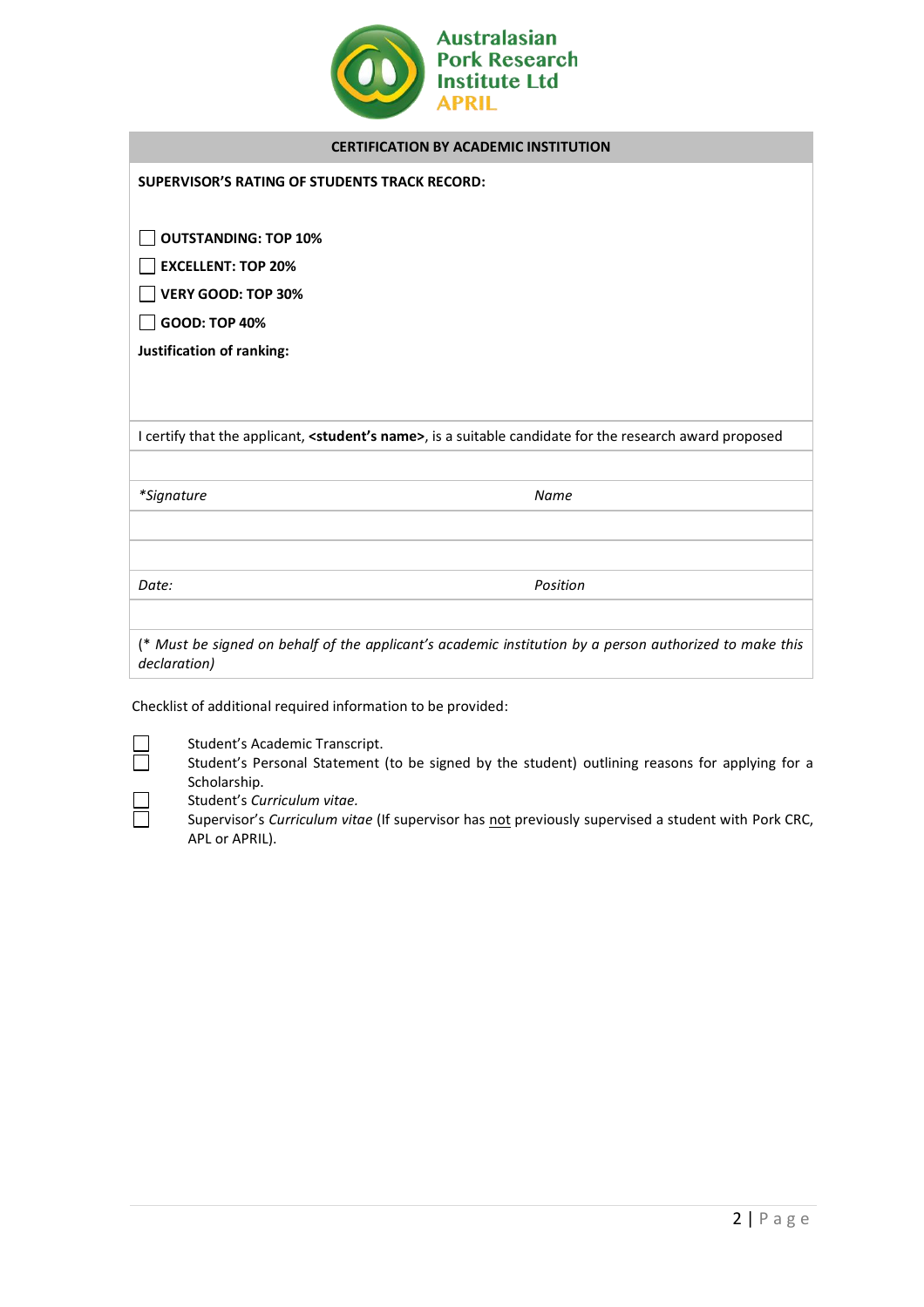Australasian Pork Research Institute Ltd
APRIL

| CERTIFICATION BY ACADEMIC INSTITUTION | |
|---|---|
| **SUPERVISOR'S RATING OF STUDENTS TRACK RECORD:**<br><br>☐ **OUTSTANDING: TOP 10%**<br>☐ **EXCELLENT: TOP 20%**<br>☐ **VERY GOOD: TOP 30%**<br>☐ **GOOD: TOP 40%**<br><br>**Justification of ranking:** | |
| I certify that the applicant, **<student's name>**, is a suitable candidate for the research award proposed | |
| | |
| *\*Signature* | *Name* |
| | |
| | |
| *Date:* | *Position* |
| | |
| (*\* Must be signed on behalf of the applicant's academic institution by a person authorized to make this declaration)* | |

Checklist of additional required information to be provided:

- ☐ Student's Academic Transcript.
- ☐ Student's Personal Statement (to be signed by the student) outlining reasons for applying for a Scholarship.
- ☐ Student's *Curriculum vitae.*
- ☐ Supervisor's *Curriculum vitae* (If supervisor has <u>not</u> previously supervised a student with Pork CRC, APL or APRIL).